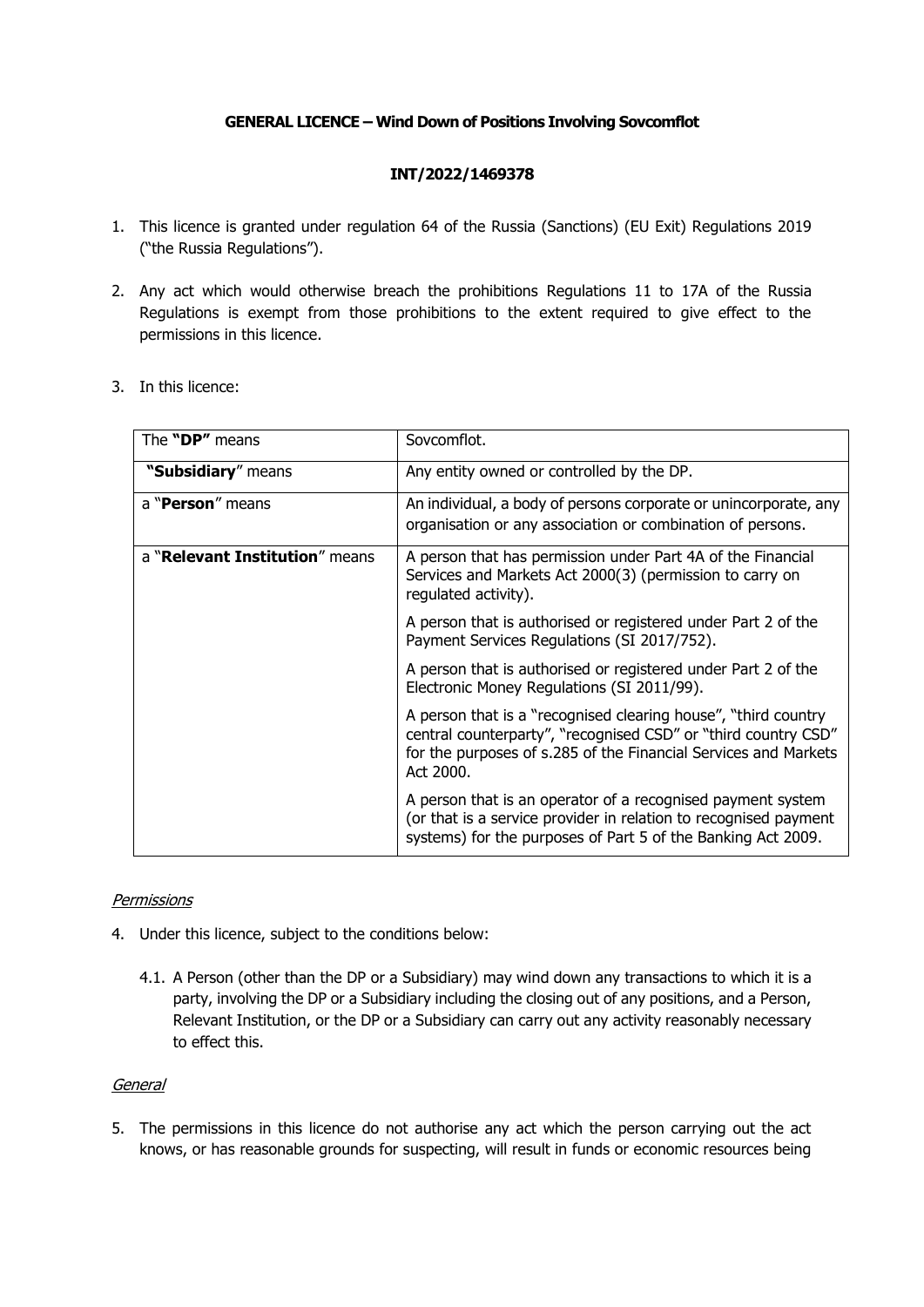**GENERAL LICENCE – Wind Down of Positions Involving Sovcomflot**

**INT/2022/1469378**

1. This licence is granted under regulation 64 of the Russia (Sanctions) (EU Exit) Regulations 2019 ("the Russia Regulations").

2. Any act which would otherwise breach the prohibitions Regulations 11 to 17A of the Russia Regulations is exempt from those prohibitions to the extent required to give effect to the permissions in this licence.

3. In this licence:

| | |
|---|---|
| The **"DP"** means | Sovcomflot. |
| **"Subsidiary"** means | Any entity owned or controlled by the DP. |
| a "**Person**" means | An individual, a body of persons corporate or unincorporate, any organisation or any association or combination of persons. |
| a "**Relevant Institution**" means | A person that has permission under Part 4A of the Financial Services and Markets Act 2000(3) (permission to carry on regulated activity).<br><br>A person that is authorised or registered under Part 2 of the Payment Services Regulations (SI 2017/752).<br><br>A person that is authorised or registered under Part 2 of the Electronic Money Regulations (SI 2011/99).<br><br>A person that is a "recognised clearing house", "third country central counterparty", "recognised CSD" or "third country CSD" for the purposes of s.285 of the Financial Services and Markets Act 2000.<br><br>A person that is an operator of a recognised payment system (or that is a service provider in relation to recognised payment systems) for the purposes of Part 5 of the Banking Act 2009. |

*Permissions*

4. Under this licence, subject to the conditions below:

   4.1. A Person (other than the DP or a Subsidiary) may wind down any transactions to which it is a party, involving the DP or a Subsidiary including the closing out of any positions, and a Person, Relevant Institution, or the DP or a Subsidiary can carry out any activity reasonably necessary to effect this.

*General*

5. The permissions in this licence do not authorise any act which the person carrying out the act knows, or has reasonable grounds for suspecting, will result in funds or economic resources being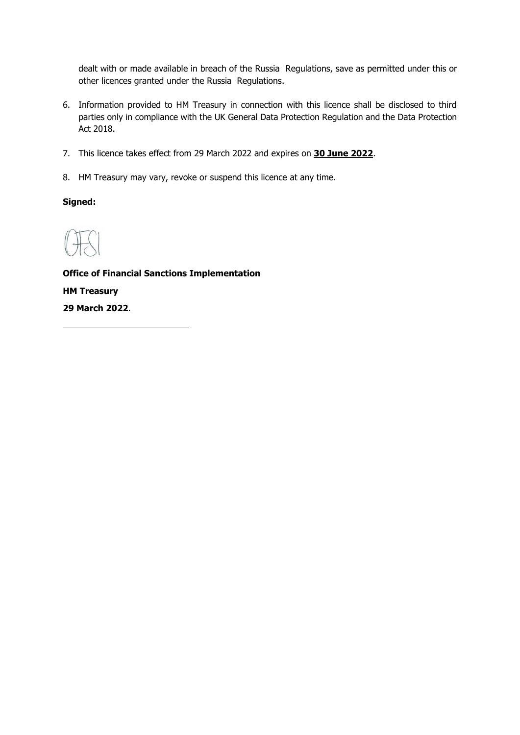dealt with or made available in breach of the Russia Regulations, save as permitted under this or other licences granted under the Russia Regulations.

6. Information provided to HM Treasury in connection with this licence shall be disclosed to third parties only in compliance with the UK General Data Protection Regulation and the Data Protection Act 2018.

7. This licence takes effect from 29 March 2022 and expires on **30 June 2022**.

8. HM Treasury may vary, revoke or suspend this licence at any time.

**Signed:**

OFSI

**Office of Financial Sanctions Implementation**

**HM Treasury**

**29 March 2022**.